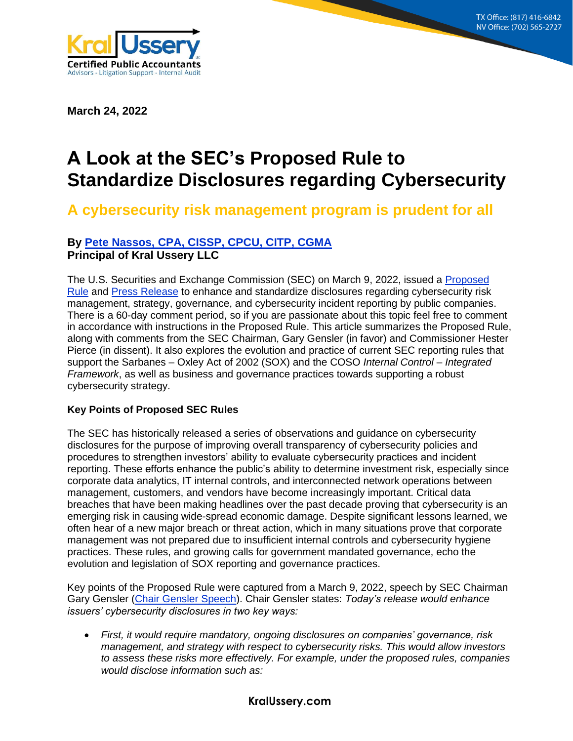March 24, 2022

# A Look at the SEC's Proposed Rule to Standardize Disclosures regarding Cybersecurity

## A cybersecurity risk management program is prudent for all

**By Pete Nassos, CPA, CISSP, CPCU, CITP, CGMA**
**Principal of Kral Ussery LLC**

The U.S. Securities and Exchange Commission (SEC) on March 9, 2022, issued a Proposed Rule and Press Release to enhance and standardize disclosures regarding cybersecurity risk management, strategy, governance, and cybersecurity incident reporting by public companies. There is a 60-day comment period, so if you are passionate about this topic feel free to comment in accordance with instructions in the Proposed Rule. This article summarizes the Proposed Rule, along with comments from the SEC Chairman, Gary Gensler (in favor) and Commissioner Hester Pierce (in dissent). It also explores the evolution and practice of current SEC reporting rules that support the Sarbanes – Oxley Act of 2002 (SOX) and the COSO *Internal Control – Integrated Framework*, as well as business and governance practices towards supporting a robust cybersecurity strategy.

**Key Points of Proposed SEC Rules**

The SEC has historically released a series of observations and guidance on cybersecurity disclosures for the purpose of improving overall transparency of cybersecurity policies and procedures to strengthen investors' ability to evaluate cybersecurity practices and incident reporting. These efforts enhance the public's ability to determine investment risk, especially since corporate data analytics, IT internal controls, and interconnected network operations between management, customers, and vendors have become increasingly important. Critical data breaches that have been making headlines over the past decade proving that cybersecurity is an emerging risk in causing wide-spread economic damage. Despite significant lessons learned, we often hear of a new major breach or threat action, which in many situations prove that corporate management was not prepared due to insufficient internal controls and cybersecurity hygiene practices. These rules, and growing calls for government mandated governance, echo the evolution and legislation of SOX reporting and governance practices.

Key points of the Proposed Rule were captured from a March 9, 2022, speech by SEC Chairman Gary Gensler (Chair Gensler Speech). Chair Gensler states: *Today's release would enhance issuers' cybersecurity disclosures in two key ways:*

- *First, it would require mandatory, ongoing disclosures on companies' governance, risk management, and strategy with respect to cybersecurity risks. This would allow investors to assess these risks more effectively. For example, under the proposed rules, companies would disclose information such as:*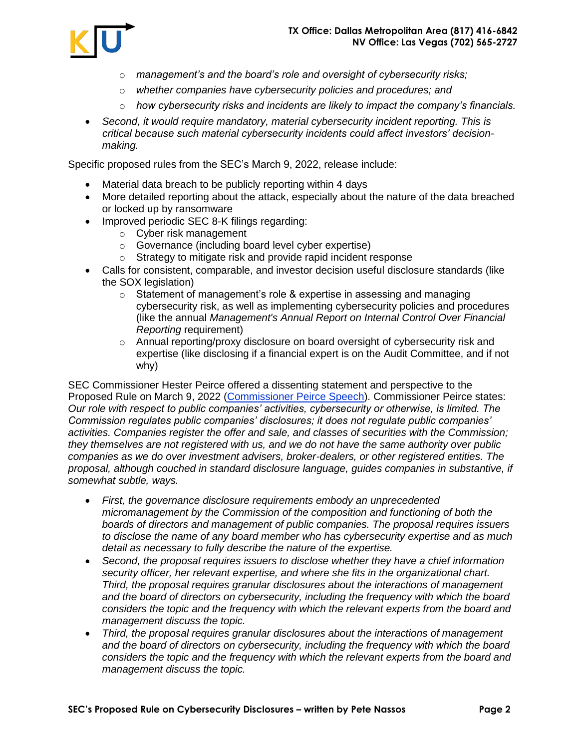- *management's and the board's role and oversight of cybersecurity risks;*
    - *whether companies have cybersecurity policies and procedures; and*
    - *how cybersecurity risks and incidents are likely to impact the company's financials.*
- *Second, it would require mandatory, material cybersecurity incident reporting. This is critical because such material cybersecurity incidents could affect investors' decision-making.*

Specific proposed rules from the SEC's March 9, 2022, release include:

- Material data breach to be publicly reporting within 4 days
- More detailed reporting about the attack, especially about the nature of the data breached or locked up by ransomware
- Improved periodic SEC 8-K filings regarding:
    - Cyber risk management
    - Governance (including board level cyber expertise)
    - Strategy to mitigate risk and provide rapid incident response
- Calls for consistent, comparable, and investor decision useful disclosure standards (like the SOX legislation)
    - Statement of management's role & expertise in assessing and managing cybersecurity risk, as well as implementing cybersecurity policies and procedures (like the annual *Management's Annual Report on Internal Control Over Financial Reporting* requirement)
    - Annual reporting/proxy disclosure on board oversight of cybersecurity risk and expertise (like disclosing if a financial expert is on the Audit Committee, and if not why)

SEC Commissioner Hester Peirce offered a dissenting statement and perspective to the Proposed Rule on March 9, 2022 (Commissioner Peirce Speech). Commissioner Peirce states: *Our role with respect to public companies' activities, cybersecurity or otherwise, is limited. The Commission regulates public companies' disclosures; it does not regulate public companies' activities. Companies register the offer and sale, and classes of securities with the Commission; they themselves are not registered with us, and we do not have the same authority over public companies as we do over investment advisers, broker-dealers, or other registered entities. The proposal, although couched in standard disclosure language, guides companies in substantive, if somewhat subtle, ways.*

- *First, the governance disclosure requirements embody an unprecedented micromanagement by the Commission of the composition and functioning of both the boards of directors and management of public companies. The proposal requires issuers to disclose the name of any board member who has cybersecurity expertise and as much detail as necessary to fully describe the nature of the expertise.*
- *Second, the proposal requires issuers to disclose whether they have a chief information security officer, her relevant expertise, and where she fits in the organizational chart. Third, the proposal requires granular disclosures about the interactions of management and the board of directors on cybersecurity, including the frequency with which the board considers the topic and the frequency with which the relevant experts from the board and management discuss the topic.*
- *Third, the proposal requires granular disclosures about the interactions of management and the board of directors on cybersecurity, including the frequency with which the board considers the topic and the frequency with which the relevant experts from the board and management discuss the topic.*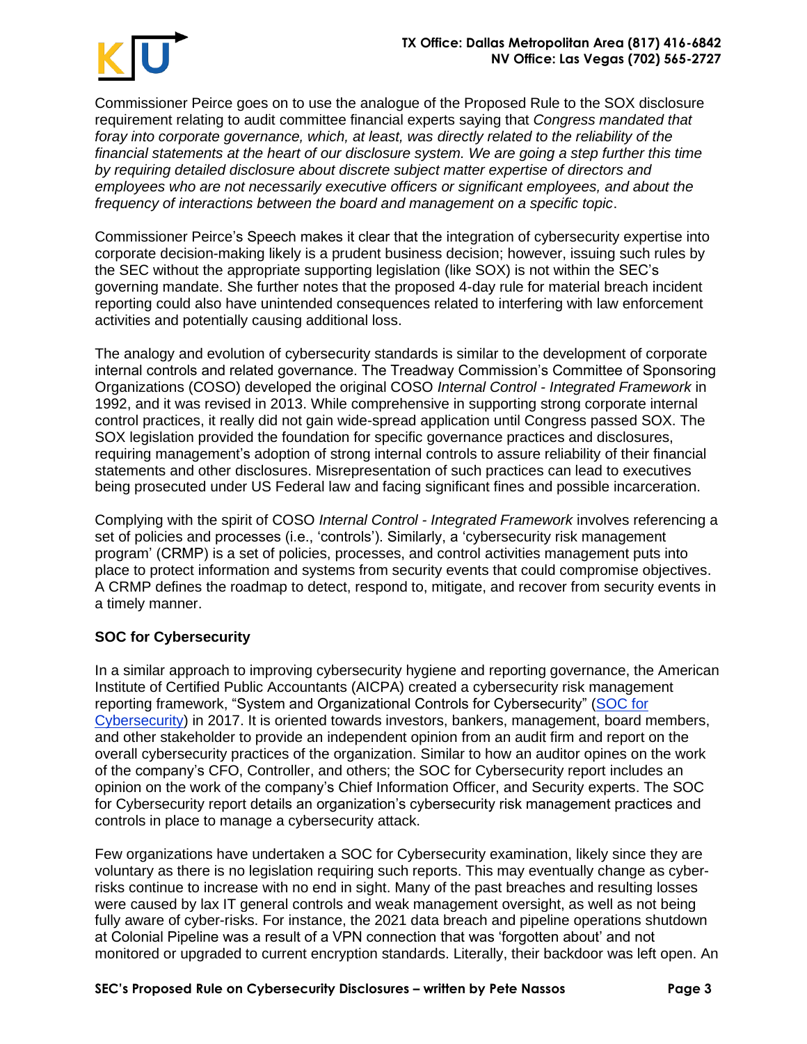Commissioner Peirce goes on to use the analogue of the Proposed Rule to the SOX disclosure requirement relating to audit committee financial experts saying that *Congress mandated that foray into corporate governance, which, at least, was directly related to the reliability of the financial statements at the heart of our disclosure system. We are going a step further this time by requiring detailed disclosure about discrete subject matter expertise of directors and employees who are not necessarily executive officers or significant employees, and about the frequency of interactions between the board and management on a specific topic*.

Commissioner Peirce's Speech makes it clear that the integration of cybersecurity expertise into corporate decision-making likely is a prudent business decision; however, issuing such rules by the SEC without the appropriate supporting legislation (like SOX) is not within the SEC's governing mandate. She further notes that the proposed 4-day rule for material breach incident reporting could also have unintended consequences related to interfering with law enforcement activities and potentially causing additional loss.

The analogy and evolution of cybersecurity standards is similar to the development of corporate internal controls and related governance. The Treadway Commission's Committee of Sponsoring Organizations (COSO) developed the original COSO *Internal Control - Integrated Framework* in 1992, and it was revised in 2013. While comprehensive in supporting strong corporate internal control practices, it really did not gain wide-spread application until Congress passed SOX. The SOX legislation provided the foundation for specific governance practices and disclosures, requiring management's adoption of strong internal controls to assure reliability of their financial statements and other disclosures. Misrepresentation of such practices can lead to executives being prosecuted under US Federal law and facing significant fines and possible incarceration.

Complying with the spirit of COSO *Internal Control - Integrated Framework* involves referencing a set of policies and processes (i.e., 'controls'). Similarly, a 'cybersecurity risk management program' (CRMP) is a set of policies, processes, and control activities management puts into place to protect information and systems from security events that could compromise objectives. A CRMP defines the roadmap to detect, respond to, mitigate, and recover from security events in a timely manner.

**SOC for Cybersecurity**

In a similar approach to improving cybersecurity hygiene and reporting governance, the American Institute of Certified Public Accountants (AICPA) created a cybersecurity risk management reporting framework, "System and Organizational Controls for Cybersecurity" (SOC for Cybersecurity) in 2017. It is oriented towards investors, bankers, management, board members, and other stakeholder to provide an independent opinion from an audit firm and report on the overall cybersecurity practices of the organization. Similar to how an auditor opines on the work of the company's CFO, Controller, and others; the SOC for Cybersecurity report includes an opinion on the work of the company's Chief Information Officer, and Security experts. The SOC for Cybersecurity report details an organization's cybersecurity risk management practices and controls in place to manage a cybersecurity attack.

Few organizations have undertaken a SOC for Cybersecurity examination, likely since they are voluntary as there is no legislation requiring such reports. This may eventually change as cyber-risks continue to increase with no end in sight. Many of the past breaches and resulting losses were caused by lax IT general controls and weak management oversight, as well as not being fully aware of cyber-risks. For instance, the 2021 data breach and pipeline operations shutdown at Colonial Pipeline was a result of a VPN connection that was 'forgotten about' and not monitored or upgraded to current encryption standards. Literally, their backdoor was left open. An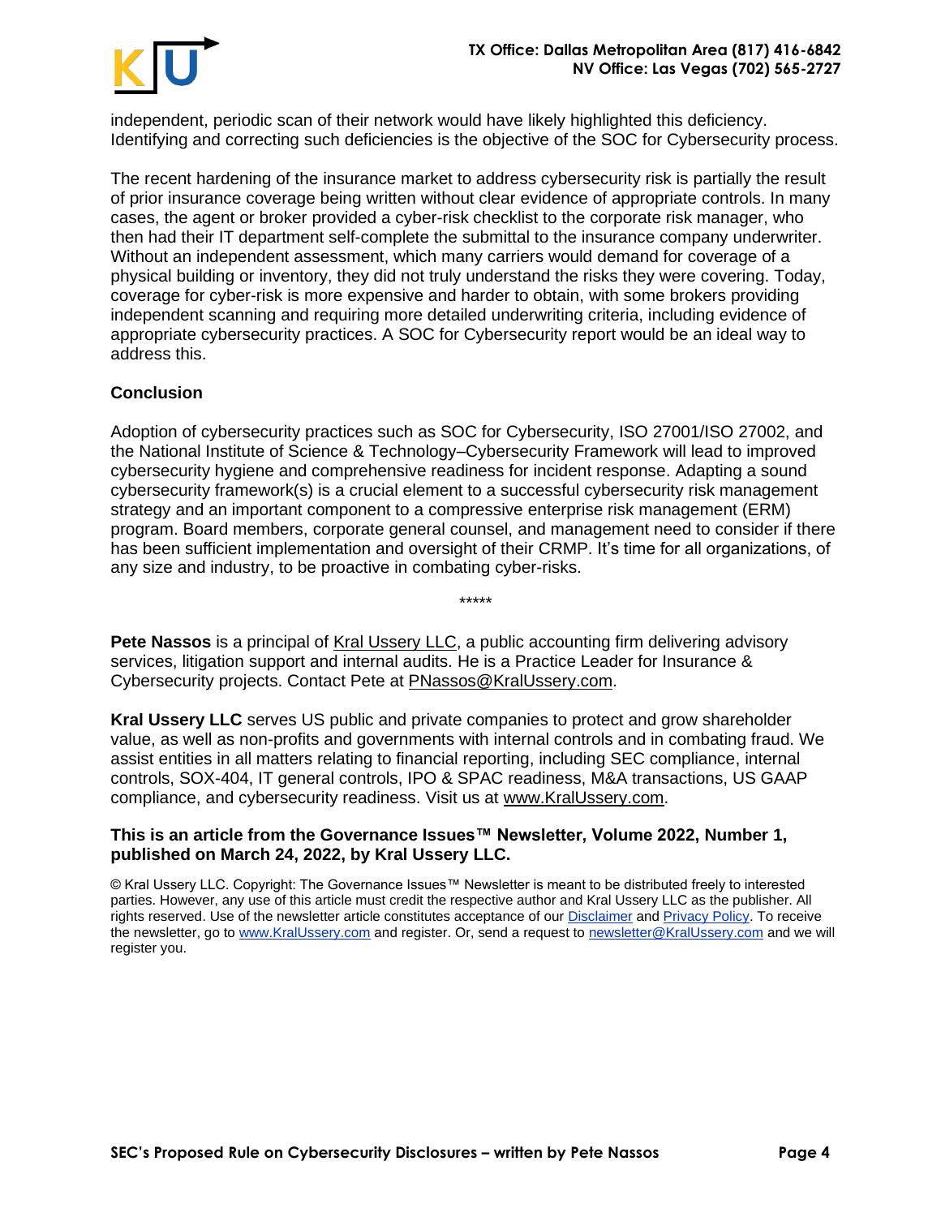independent, periodic scan of their network would have likely highlighted this deficiency. Identifying and correcting such deficiencies is the objective of the SOC for Cybersecurity process.

The recent hardening of the insurance market to address cybersecurity risk is partially the result of prior insurance coverage being written without clear evidence of appropriate controls. In many cases, the agent or broker provided a cyber-risk checklist to the corporate risk manager, who then had their IT department self-complete the submittal to the insurance company underwriter. Without an independent assessment, which many carriers would demand for coverage of a physical building or inventory, they did not truly understand the risks they were covering. Today, coverage for cyber-risk is more expensive and harder to obtain, with some brokers providing independent scanning and requiring more detailed underwriting criteria, including evidence of appropriate cybersecurity practices. A SOC for Cybersecurity report would be an ideal way to address this.

### Conclusion

Adoption of cybersecurity practices such as SOC for Cybersecurity, ISO 27001/ISO 27002, and the National Institute of Science & Technology–Cybersecurity Framework will lead to improved cybersecurity hygiene and comprehensive readiness for incident response. Adapting a sound cybersecurity framework(s) is a crucial element to a successful cybersecurity risk management strategy and an important component to a compressive enterprise risk management (ERM) program. Board members, corporate general counsel, and management need to consider if there has been sufficient implementation and oversight of their CRMP. It's time for all organizations, of any size and industry, to be proactive in combating cyber-risks.

*****

**Pete Nassos** is a principal of Kral Ussery LLC, a public accounting firm delivering advisory services, litigation support and internal audits. He is a Practice Leader for Insurance & Cybersecurity projects. Contact Pete at PNassos@KralUssery.com.

**Kral Ussery LLC** serves US public and private companies to protect and grow shareholder value, as well as non-profits and governments with internal controls and in combating fraud. We assist entities in all matters relating to financial reporting, including SEC compliance, internal controls, SOX-404, IT general controls, IPO & SPAC readiness, M&A transactions, US GAAP compliance, and cybersecurity readiness. Visit us at www.KralUssery.com.

**This is an article from the Governance Issues™ Newsletter, Volume 2022, Number 1, published on March 24, 2022, by Kral Ussery LLC.**

© Kral Ussery LLC. Copyright: The Governance Issues™ Newsletter is meant to be distributed freely to interested parties. However, any use of this article must credit the respective author and Kral Ussery LLC as the publisher. All rights reserved. Use of the newsletter article constitutes acceptance of our Disclaimer and Privacy Policy. To receive the newsletter, go to www.KralUssery.com and register. Or, send a request to newsletter@KralUssery.com and we will register you.